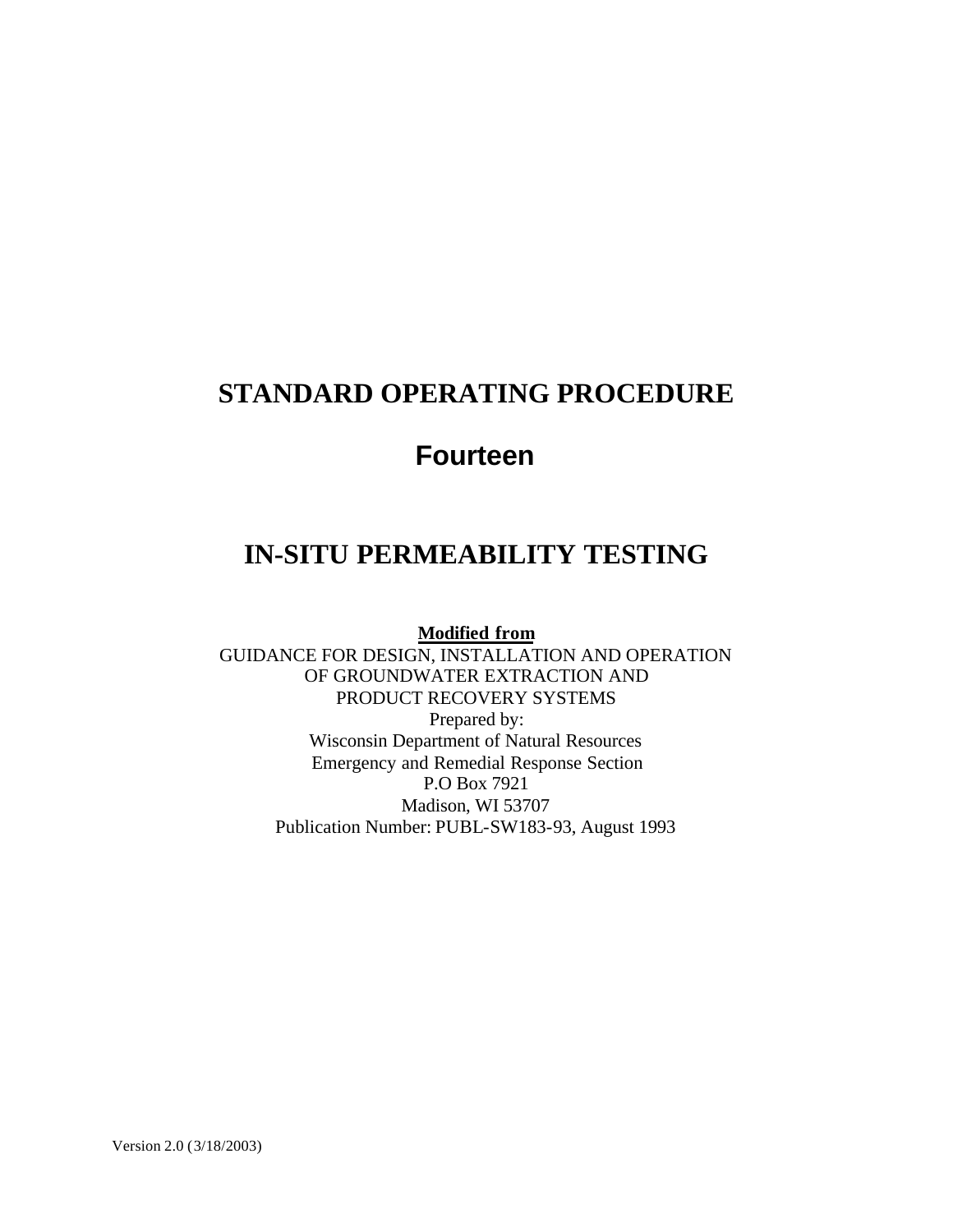# STANDARD OPERATING PROCEDURE

# Fourteen

# IN-SITU PERMEABILITY TESTING

**Modified from**

GUIDANCE FOR DESIGN, INSTALLATION AND OPERATION
OF GROUNDWATER EXTRACTION AND
PRODUCT RECOVERY SYSTEMS
Prepared by:
Wisconsin Department of Natural Resources
Emergency and Remedial Response Section
P.O Box 7921
Madison, WI 53707
Publication Number: PUBL-SW183-93, August 1993

Version 2.0 (3/18/2003)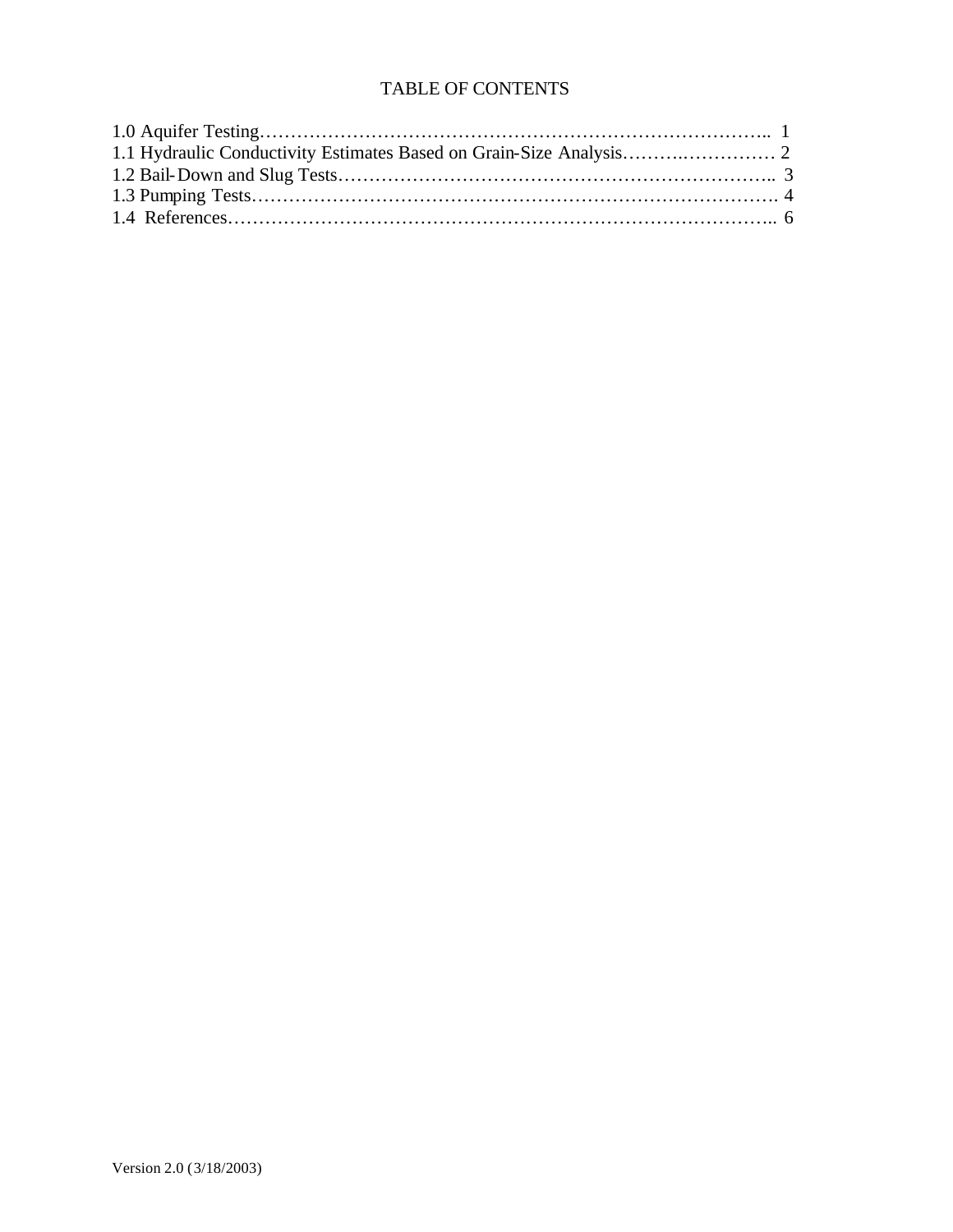# TABLE OF CONTENTS

1.0 Aquifer Testing………………………………………………………………………….. 1
1.1 Hydraulic Conductivity Estimates Based on Grain-Size Analysis……….…………… 2
1.2 Bail-Down and Slug Tests…………………………………………………………….. 3
1.3 Pumping Tests…………………………………………………………………………. 4
1.4 References…………………………………………………………………………….. 6

Version 2.0 (3/18/2003)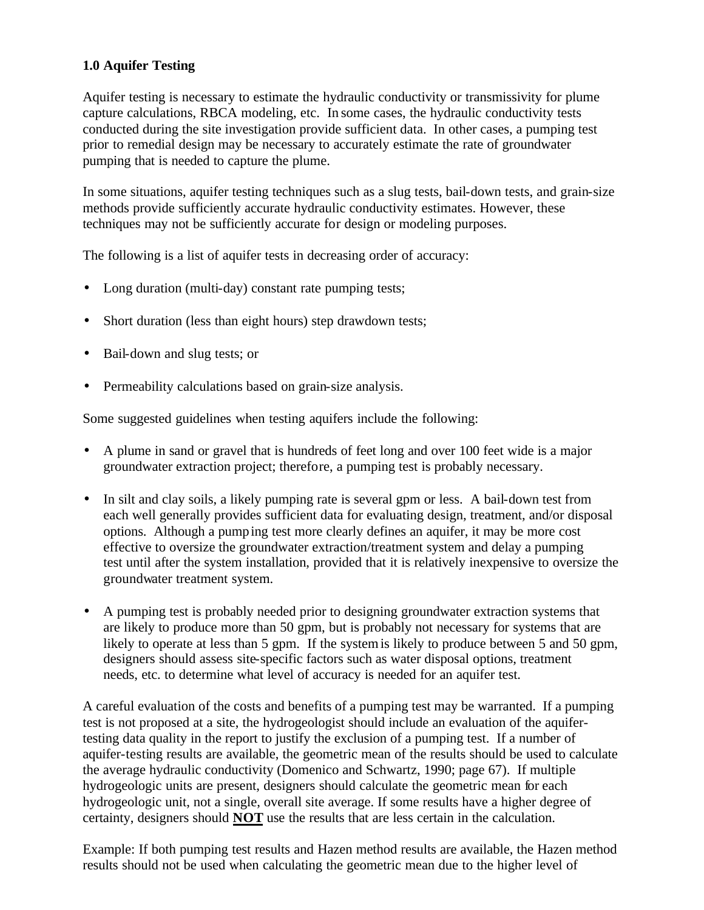## 1.0 Aquifer Testing

Aquifer testing is necessary to estimate the hydraulic conductivity or transmissivity for plume capture calculations, RBCA modeling, etc. In some cases, the hydraulic conductivity tests conducted during the site investigation provide sufficient data. In other cases, a pumping test prior to remedial design may be necessary to accurately estimate the rate of groundwater pumping that is needed to capture the plume.

In some situations, aquifer testing techniques such as a slug tests, bail-down tests, and grain-size methods provide sufficiently accurate hydraulic conductivity estimates. However, these techniques may not be sufficiently accurate for design or modeling purposes.

The following is a list of aquifer tests in decreasing order of accuracy:

- Long duration (multi-day) constant rate pumping tests;
- Short duration (less than eight hours) step drawdown tests;
- Bail-down and slug tests; or
- Permeability calculations based on grain-size analysis.

Some suggested guidelines when testing aquifers include the following:

- A plume in sand or gravel that is hundreds of feet long and over 100 feet wide is a major groundwater extraction project; therefore, a pumping test is probably necessary.
- In silt and clay soils, a likely pumping rate is several gpm or less. A bail-down test from each well generally provides sufficient data for evaluating design, treatment, and/or disposal options. Although a pumping test more clearly defines an aquifer, it may be more cost effective to oversize the groundwater extraction/treatment system and delay a pumping test until after the system installation, provided that it is relatively inexpensive to oversize the groundwater treatment system.
- A pumping test is probably needed prior to designing groundwater extraction systems that are likely to produce more than 50 gpm, but is probably not necessary for systems that are likely to operate at less than 5 gpm. If the system is likely to produce between 5 and 50 gpm, designers should assess site-specific factors such as water disposal options, treatment needs, etc. to determine what level of accuracy is needed for an aquifer test.

A careful evaluation of the costs and benefits of a pumping test may be warranted. If a pumping test is not proposed at a site, the hydrogeologist should include an evaluation of the aquifer-testing data quality in the report to justify the exclusion of a pumping test. If a number of aquifer-testing results are available, the geometric mean of the results should be used to calculate the average hydraulic conductivity (Domenico and Schwartz, 1990; page 67). If multiple hydrogeologic units are present, designers should calculate the geometric mean for each hydrogeologic unit, not a single, overall site average. If some results have a higher degree of certainty, designers should **NOT** use the results that are less certain in the calculation.

Example: If both pumping test results and Hazen method results are available, the Hazen method results should not be used when calculating the geometric mean due to the higher level of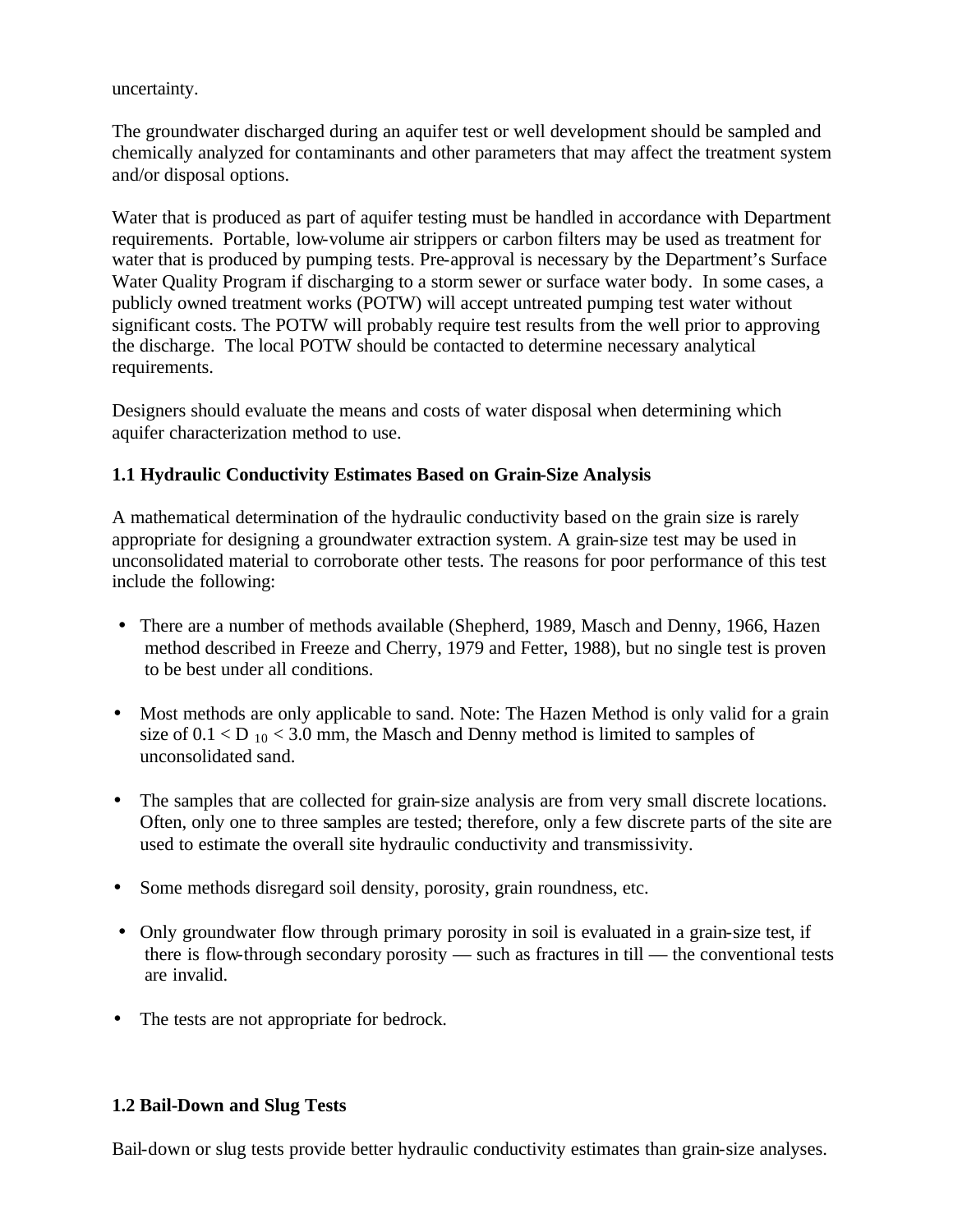uncertainty.

The groundwater discharged during an aquifer test or well development should be sampled and chemically analyzed for contaminants and other parameters that may affect the treatment system and/or disposal options.

Water that is produced as part of aquifer testing must be handled in accordance with Department requirements. Portable, low-volume air strippers or carbon filters may be used as treatment for water that is produced by pumping tests. Pre-approval is necessary by the Department's Surface Water Quality Program if discharging to a storm sewer or surface water body. In some cases, a publicly owned treatment works (POTW) will accept untreated pumping test water without significant costs. The POTW will probably require test results from the well prior to approving the discharge. The local POTW should be contacted to determine necessary analytical requirements.

Designers should evaluate the means and costs of water disposal when determining which aquifer characterization method to use.

### 1.1 Hydraulic Conductivity Estimates Based on Grain-Size Analysis

A mathematical determination of the hydraulic conductivity based on the grain size is rarely appropriate for designing a groundwater extraction system. A grain-size test may be used in unconsolidated material to corroborate other tests. The reasons for poor performance of this test include the following:

- There are a number of methods available (Shepherd, 1989, Masch and Denny, 1966, Hazen method described in Freeze and Cherry, 1979 and Fetter, 1988), but no single test is proven to be best under all conditions.
- Most methods are only applicable to sand. Note: The Hazen Method is only valid for a grain size of $0.1 < D_{10} < 3.0$ mm, the Masch and Denny method is limited to samples of unconsolidated sand.
- The samples that are collected for grain-size analysis are from very small discrete locations. Often, only one to three samples are tested; therefore, only a few discrete parts of the site are used to estimate the overall site hydraulic conductivity and transmissivity.
- Some methods disregard soil density, porosity, grain roundness, etc.
- Only groundwater flow through primary porosity in soil is evaluated in a grain-size test, if there is flow-through secondary porosity — such as fractures in till — the conventional tests are invalid.
- The tests are not appropriate for bedrock.

### 1.2 Bail-Down and Slug Tests

Bail-down or slug tests provide better hydraulic conductivity estimates than grain-size analyses.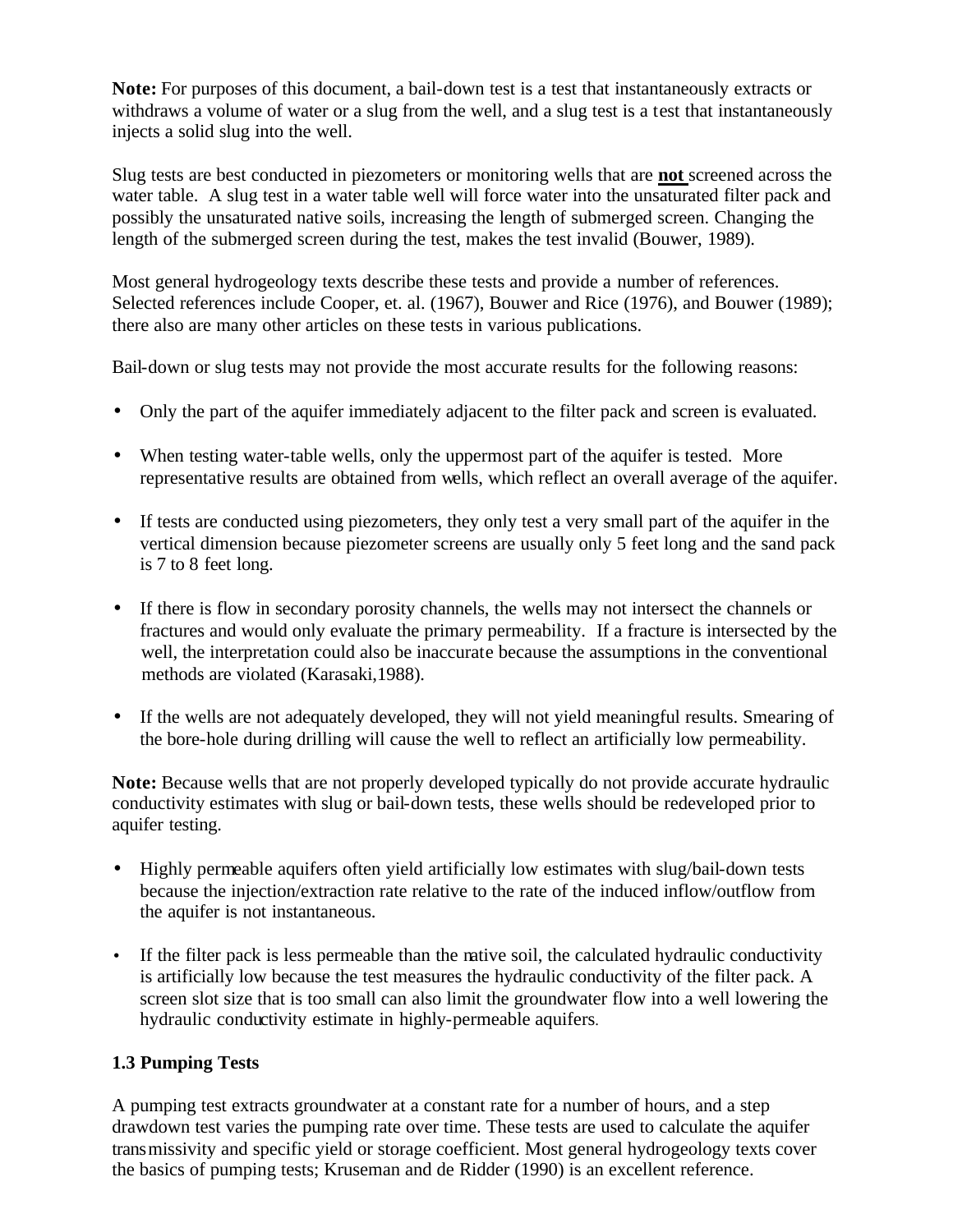**Note:** For purposes of this document, a bail-down test is a test that instantaneously extracts or withdraws a volume of water or a slug from the well, and a slug test is a test that instantaneously injects a solid slug into the well.

Slug tests are best conducted in piezometers or monitoring wells that are **not** screened across the water table. A slug test in a water table well will force water into the unsaturated filter pack and possibly the unsaturated native soils, increasing the length of submerged screen. Changing the length of the submerged screen during the test, makes the test invalid (Bouwer, 1989).

Most general hydrogeology texts describe these tests and provide a number of references. Selected references include Cooper, et. al. (1967), Bouwer and Rice (1976), and Bouwer (1989); there also are many other articles on these tests in various publications.

Bail-down or slug tests may not provide the most accurate results for the following reasons:

- Only the part of the aquifer immediately adjacent to the filter pack and screen is evaluated.
- When testing water-table wells, only the uppermost part of the aquifer is tested. More representative results are obtained from wells, which reflect an overall average of the aquifer.
- If tests are conducted using piezometers, they only test a very small part of the aquifer in the vertical dimension because piezometer screens are usually only 5 feet long and the sand pack is 7 to 8 feet long.
- If there is flow in secondary porosity channels, the wells may not intersect the channels or fractures and would only evaluate the primary permeability. If a fracture is intersected by the well, the interpretation could also be inaccurate because the assumptions in the conventional methods are violated (Karasaki,1988).
- If the wells are not adequately developed, they will not yield meaningful results. Smearing of the bore-hole during drilling will cause the well to reflect an artificially low permeability.

**Note:** Because wells that are not properly developed typically do not provide accurate hydraulic conductivity estimates with slug or bail-down tests, these wells should be redeveloped prior to aquifer testing.

- Highly permeable aquifers often yield artificially low estimates with slug/bail-down tests because the injection/extraction rate relative to the rate of the induced inflow/outflow from the aquifer is not instantaneous.
- If the filter pack is less permeable than the native soil, the calculated hydraulic conductivity is artificially low because the test measures the hydraulic conductivity of the filter pack. A screen slot size that is too small can also limit the groundwater flow into a well lowering the hydraulic conductivity estimate in highly-permeable aquifers.

### 1.3 Pumping Tests

A pumping test extracts groundwater at a constant rate for a number of hours, and a step drawdown test varies the pumping rate over time. These tests are used to calculate the aquifer transmissivity and specific yield or storage coefficient. Most general hydrogeology texts cover the basics of pumping tests; Kruseman and de Ridder (1990) is an excellent reference.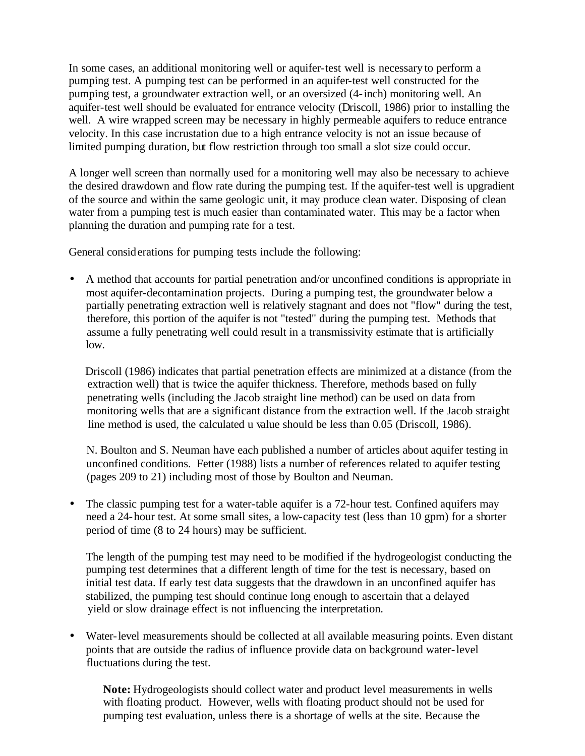In some cases, an additional monitoring well or aquifer-test well is necessary to perform a pumping test. A pumping test can be performed in an aquifer-test well constructed for the pumping test, a groundwater extraction well, or an oversized (4-inch) monitoring well. An aquifer-test well should be evaluated for entrance velocity (Driscoll, 1986) prior to installing the well. A wire wrapped screen may be necessary in highly permeable aquifers to reduce entrance velocity. In this case incrustation due to a high entrance velocity is not an issue because of limited pumping duration, but flow restriction through too small a slot size could occur.

A longer well screen than normally used for a monitoring well may also be necessary to achieve the desired drawdown and flow rate during the pumping test. If the aquifer-test well is upgradient of the source and within the same geologic unit, it may produce clean water. Disposing of clean water from a pumping test is much easier than contaminated water. This may be a factor when planning the duration and pumping rate for a test.

General considerations for pumping tests include the following:

- A method that accounts for partial penetration and/or unconfined conditions is appropriate in most aquifer-decontamination projects. During a pumping test, the groundwater below a partially penetrating extraction well is relatively stagnant and does not "flow" during the test, therefore, this portion of the aquifer is not "tested" during the pumping test. Methods that assume a fully penetrating well could result in a transmissivity estimate that is artificially low.

  Driscoll (1986) indicates that partial penetration effects are minimized at a distance (from the extraction well) that is twice the aquifer thickness. Therefore, methods based on fully penetrating wells (including the Jacob straight line method) can be used on data from monitoring wells that are a significant distance from the extraction well. If the Jacob straight line method is used, the calculated u value should be less than 0.05 (Driscoll, 1986).

  N. Boulton and S. Neuman have each published a number of articles about aquifer testing in unconfined conditions. Fetter (1988) lists a number of references related to aquifer testing (pages 209 to 21) including most of those by Boulton and Neuman.

- The classic pumping test for a water-table aquifer is a 72-hour test. Confined aquifers may need a 24-hour test. At some small sites, a low-capacity test (less than 10 gpm) for a shorter period of time (8 to 24 hours) may be sufficient.

  The length of the pumping test may need to be modified if the hydrogeologist conducting the pumping test determines that a different length of time for the test is necessary, based on initial test data. If early test data suggests that the drawdown in an unconfined aquifer has stabilized, the pumping test should continue long enough to ascertain that a delayed yield or slow drainage effect is not influencing the interpretation.

- Water-level measurements should be collected at all available measuring points. Even distant points that are outside the radius of influence provide data on background water-level fluctuations during the test.

  > **Note:** Hydrogeologists should collect water and product level measurements in wells with floating product. However, wells with floating product should not be used for pumping test evaluation, unless there is a shortage of wells at the site. Because the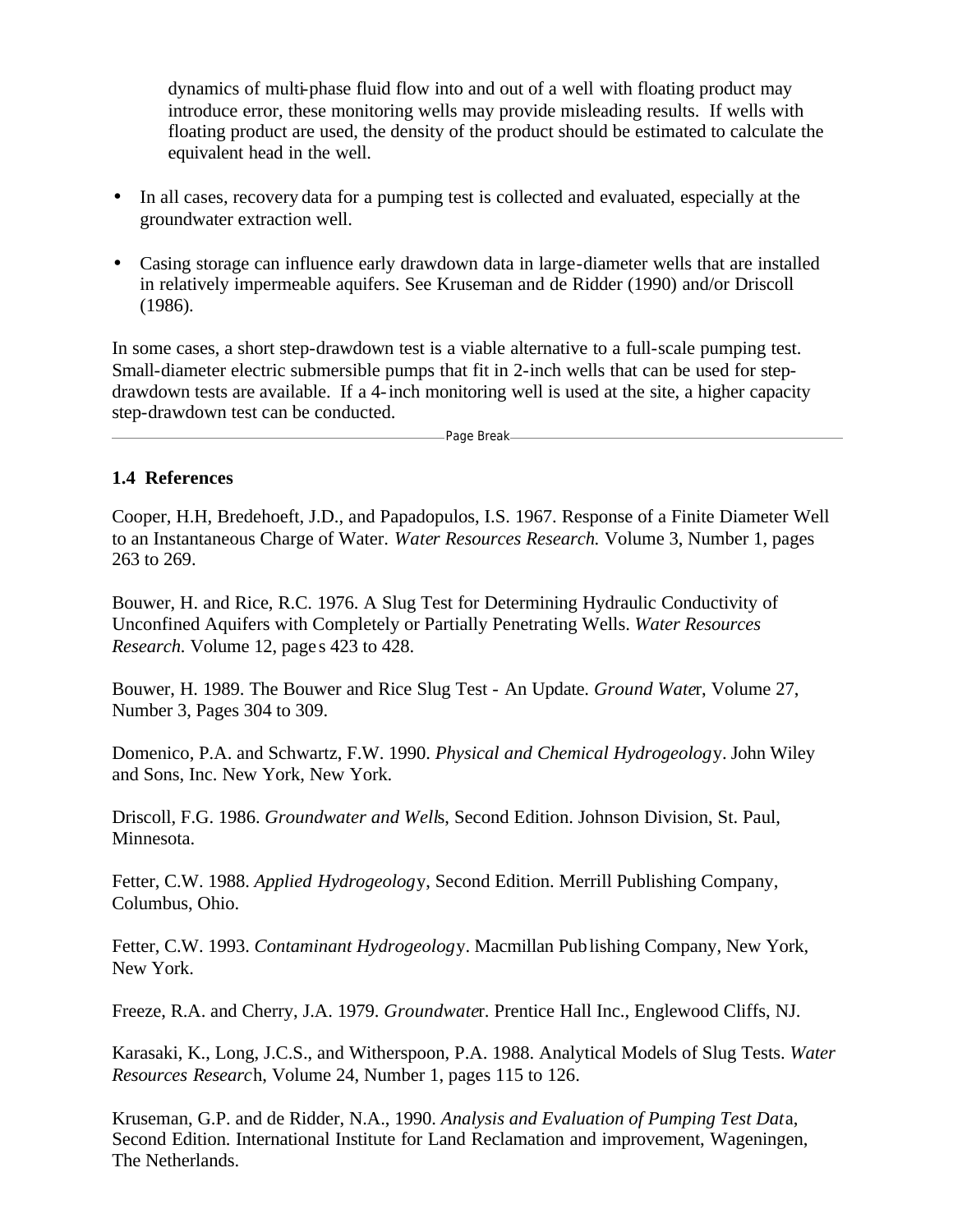dynamics of multi-phase fluid flow into and out of a well with floating product may introduce error, these monitoring wells may provide misleading results. If wells with floating product are used, the density of the product should be estimated to calculate the equivalent head in the well.

- In all cases, recovery data for a pumping test is collected and evaluated, especially at the groundwater extraction well.

- Casing storage can influence early drawdown data in large-diameter wells that are installed in relatively impermeable aquifers. See Kruseman and de Ridder (1990) and/or Driscoll (1986).

In some cases, a short step-drawdown test is a viable alternative to a full-scale pumping test. Small-diameter electric submersible pumps that fit in 2-inch wells that can be used for step-drawdown tests are available. If a 4-inch monitoring well is used at the site, a higher capacity step-drawdown test can be conducted.

### 1.4 References

Cooper, H.H, Bredehoeft, J.D., and Papadopulos, I.S. 1967. Response of a Finite Diameter Well to an Instantaneous Charge of Water. *Water Resources Research.* Volume 3, Number 1, pages 263 to 269.

Bouwer, H. and Rice, R.C. 1976. A Slug Test for Determining Hydraulic Conductivity of Unconfined Aquifers with Completely or Partially Penetrating Wells. *Water Resources Research.* Volume 12, pages 423 to 428.

Bouwer, H. 1989. The Bouwer and Rice Slug Test - An Update. *Ground Water*, Volume 27, Number 3, Pages 304 to 309.

Domenico, P.A. and Schwartz, F.W. 1990. *Physical and Chemical Hydrogeology*. John Wiley and Sons, Inc. New York, New York.

Driscoll, F.G. 1986. *Groundwater and Wells*, Second Edition. Johnson Division, St. Paul, Minnesota.

Fetter, C.W. 1988. *Applied Hydrogeology*, Second Edition. Merrill Publishing Company, Columbus, Ohio.

Fetter, C.W. 1993. *Contaminant Hydrogeology*. Macmillan Publishing Company, New York, New York.

Freeze, R.A. and Cherry, J.A. 1979. *Groundwater*. Prentice Hall Inc., Englewood Cliffs, NJ.

Karasaki, K., Long, J.C.S., and Witherspoon, P.A. 1988. Analytical Models of Slug Tests. *Water Resources Research*, Volume 24, Number 1, pages 115 to 126.

Kruseman, G.P. and de Ridder, N.A., 1990. *Analysis and Evaluation of Pumping Test Data*, Second Edition. International Institute for Land Reclamation and improvement, Wageningen, The Netherlands.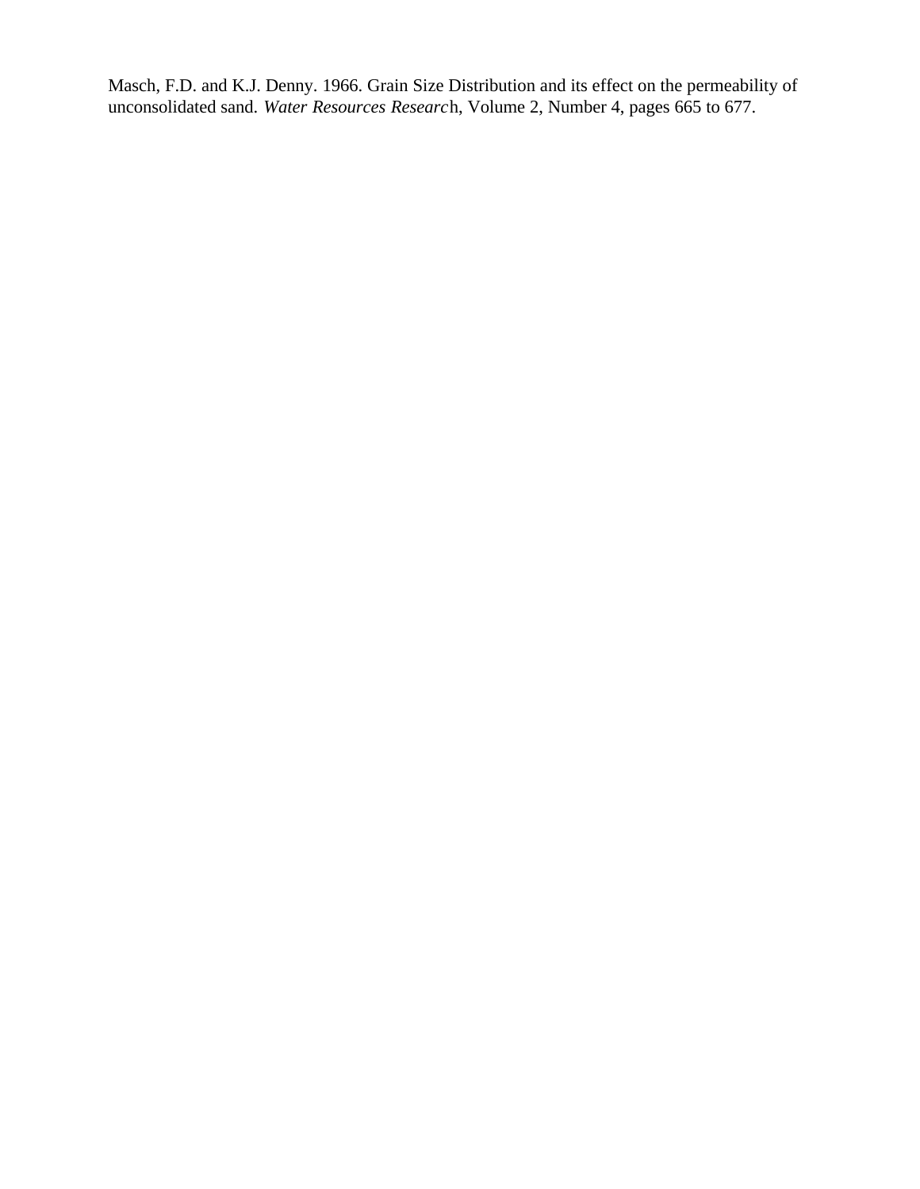Masch, F.D. and K.J. Denny. 1966. Grain Size Distribution and its effect on the permeability of unconsolidated sand. *Water Resources Research*, Volume 2, Number 4, pages 665 to 677.